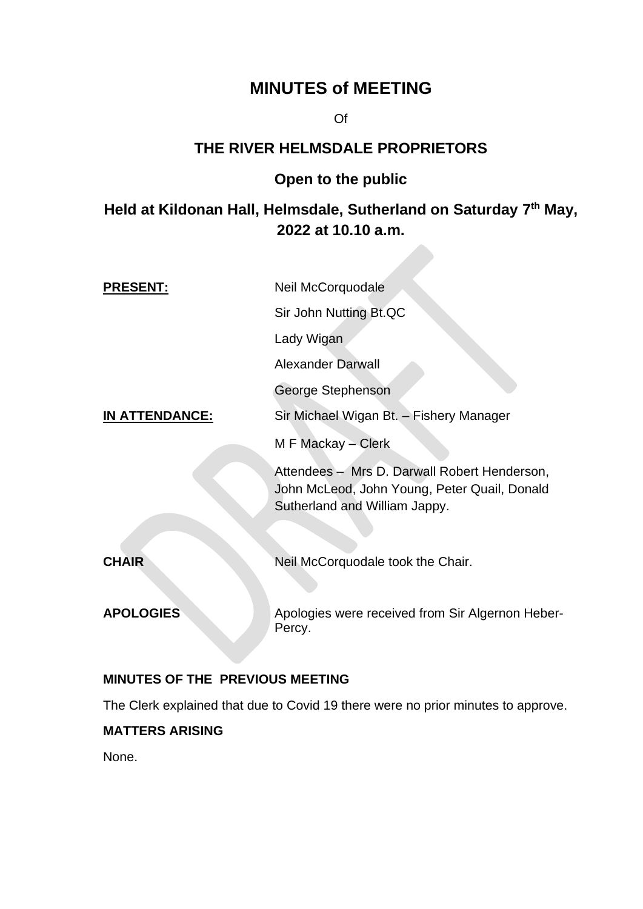# MINUTES of MEETING

Of

## THE RIVER HELMSDALE PROPRIETORS

### Open to the public

### Held at Kildonan Hall, Helmsdale, Sutherland on Saturday 7th May, 2022 at 10.10 a.m.

**PRESENT:** Neil McCorquodale

Sir John Nutting Bt.QC

Lady Wigan

Alexander Darwall

George Stephenson

**IN ATTENDANCE:** Sir Michael Wigan Bt. – Fishery Manager

M F Mackay – Clerk

Attendees – Mrs D. Darwall Robert Henderson, John McLeod, John Young, Peter Quail, Donald Sutherland and William Jappy.

**CHAIR** Neil McCorquodale took the Chair.

**APOLOGIES** Apologies were received from Sir Algernon Heber-Percy.

**MINUTES OF THE PREVIOUS MEETING**

The Clerk explained that due to Covid 19 there were no prior minutes to approve.

**MATTERS ARISING**

None.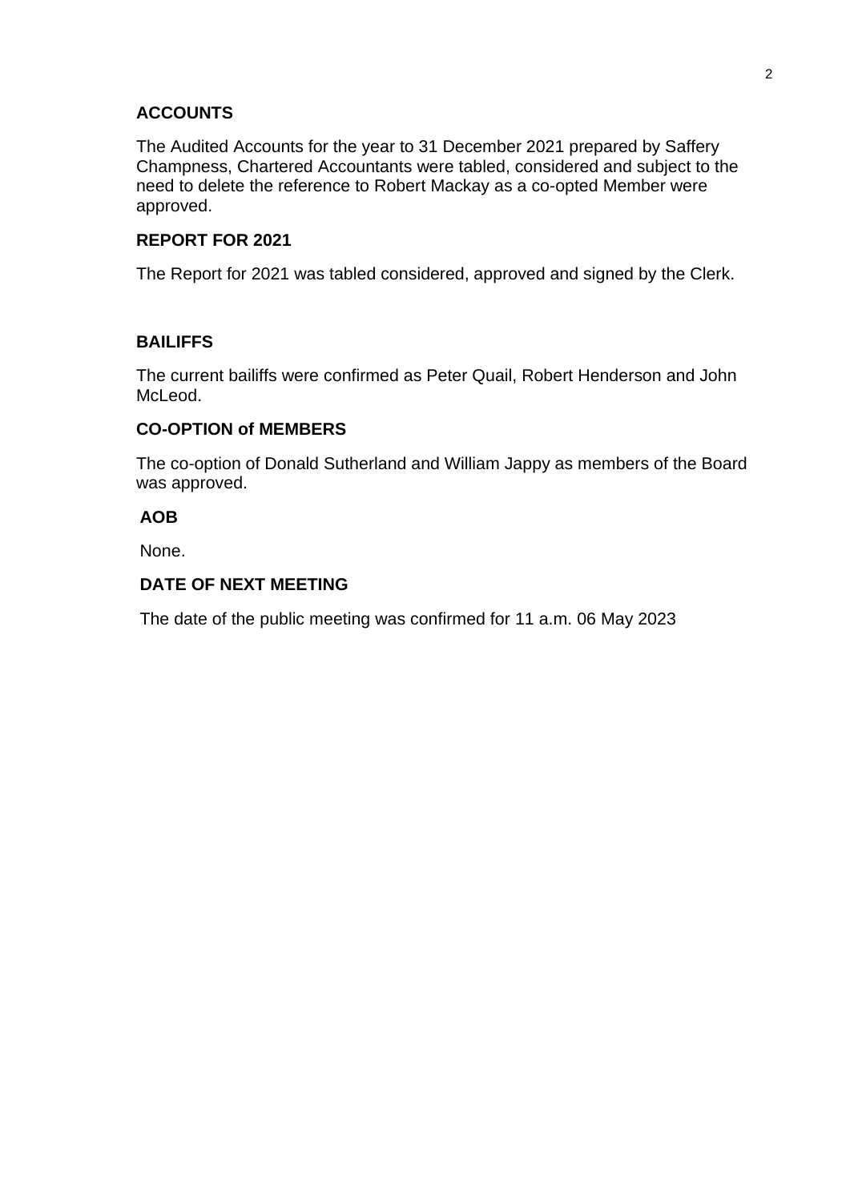**ACCOUNTS**

The Audited Accounts for the year to 31 December 2021 prepared by Saffery Champness, Chartered Accountants were tabled, considered and subject to the need to delete the reference to Robert Mackay as a co-opted Member were approved.

**REPORT FOR 2021**

The Report for 2021 was tabled considered, approved and signed by the Clerk.

**BAILIFFS**

The current bailiffs were confirmed as Peter Quail, Robert Henderson and John McLeod.

**CO-OPTION of MEMBERS**

The co-option of Donald Sutherland and William Jappy as members of the Board was approved.

**AOB**

None.

**DATE OF NEXT MEETING**

The date of the public meeting was confirmed for 11 a.m. 06 May 2023